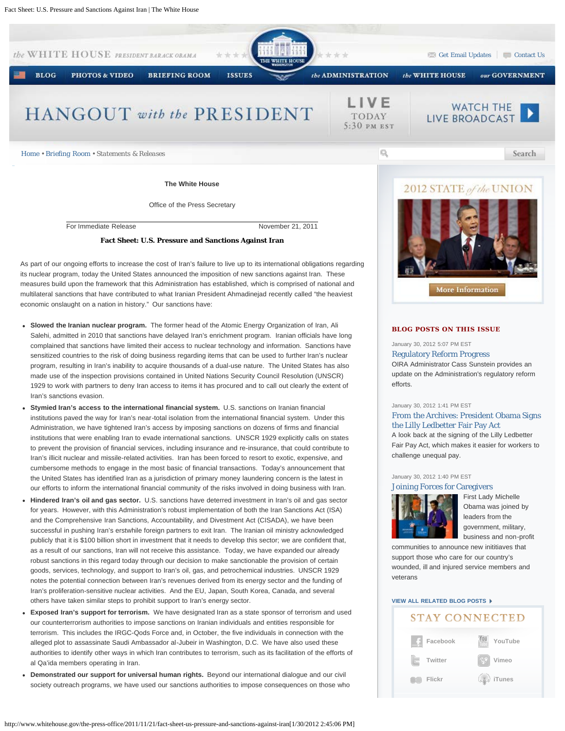The White House

Office of the Press Secretary

For Immediate Release November 21, 2011

# Fact Sheet: U.S. Pressure and Sanctions Against Iran

As part of our ongoing efforts to increase the cost of Iran's failure to live up to its international obligations regarding its nuclear program, today the United States announced the imposition of new sanctions against Iran. These measures build upon the framework that this Administration has established, which is comprised of national and multilateral sanctions that have contributed to what Iranian President Ahmadinejad recently called "the heaviest economic onslaught on a nation in history." Our sanctions have:

- **Slowed the Iranian nuclear program.** The former head of the Atomic Energy Organization of Iran, Ali Salehi, admitted in 2010 that sanctions have delayed Iran's enrichment program. Iranian officials have long complained that sanctions have limited their access to nuclear technology and information. Sanctions have sensitized countries to the risk of doing business regarding items that can be used to further Iran's nuclear program, resulting in Iran's inability to acquire thousands of a dual-use nature. The United States has also made use of the inspection provisions contained in United Nations Security Council Resolution (UNSCR) 1929 to work with partners to deny Iran access to items it has procured and to call out clearly the extent of Iran's sanctions evasion.
- **Stymied Iran's access to the international financial system.** U.S. sanctions on Iranian financial institutions paved the way for Iran's near-total isolation from the international financial system. Under this Administration, we have tightened Iran's access by imposing sanctions on dozens of firms and financial institutions that were enabling Iran to evade international sanctions. UNSCR 1929 explicitly calls on states to prevent the provision of financial services, including insurance and re-insurance, that could contribute to Iran's illicit nuclear and missile-related activities. Iran has been forced to resort to exotic, expensive, and cumbersome methods to engage in the most basic of financial transactions. Today's announcement that the United States has identified Iran as a jurisdiction of primary money laundering concern is the latest in our efforts to inform the international financial community of the risks involved in doing business with Iran.
- **Hindered Iran's oil and gas sector.** U.S. sanctions have deterred investment in Iran's oil and gas sector for years. However, with this Administration's robust implementation of both the Iran Sanctions Act (ISA) and the Comprehensive Iran Sanctions, Accountability, and Divestment Act (CISADA), we have been successful in pushing Iran's erstwhile foreign partners to exit Iran. The Iranian oil ministry acknowledged publicly that it is $100 billion short in investment that it needs to develop this sector; we are confident that, as a result of our sanctions, Iran will not receive this assistance. Today, we have expanded our already robust sanctions in this regard today through our decision to make sanctionable the provision of certain goods, services, technology, and support to Iran's oil, gas, and petrochemical industries. UNSCR 1929 notes the potential connection between Iran's revenues derived from its energy sector and the funding of Iran's proliferation-sensitive nuclear activities. And the EU, Japan, South Korea, Canada, and several others have taken similar steps to prohibit support to Iran's energy sector.
- **Exposed Iran's support for terrorism.** We have designated Iran as a state sponsor of terrorism and used our counterterrorism authorities to impose sanctions on Iranian individuals and entities responsible for terrorism. This includes the IRGC-Qods Force and, in October, the five individuals in connection with the alleged plot to assassinate Saudi Ambassador al-Jubeir in Washington, D.C. We have also used these authorities to identify other ways in which Iran contributes to terrorism, such as its facilitation of the efforts of al Qa'ida members operating in Iran.
- **Demonstrated our support for universal human rights.** Beyond our international dialogue and our civil society outreach programs, we have used our sanctions authorities to impose consequences on those who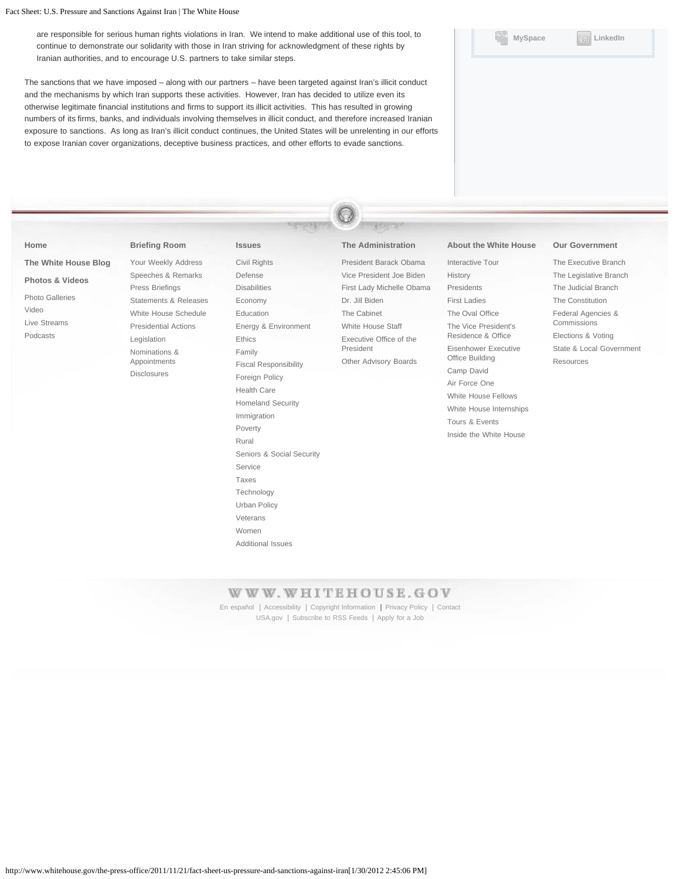are responsible for serious human rights violations in Iran. We intend to make additional use of this tool, to continue to demonstrate our solidarity with those in Iran striving for acknowledgment of these rights by Iranian authorities, and to encourage U.S. partners to take similar steps.

The sanctions that we have imposed – along with our partners – have been targeted against Iran's illicit conduct and the mechanisms by which Iran supports these activities. However, Iran has decided to utilize even its otherwise legitimate financial institutions and firms to support its illicit activities. This has resulted in growing numbers of its firms, banks, and individuals involving themselves in illicit conduct, and therefore increased Iranian exposure to sanctions. As long as Iran's illicit conduct continues, the United States will be unrelenting in our efforts to expose Iranian cover organizations, deceptive business practices, and other efforts to evade sanctions.